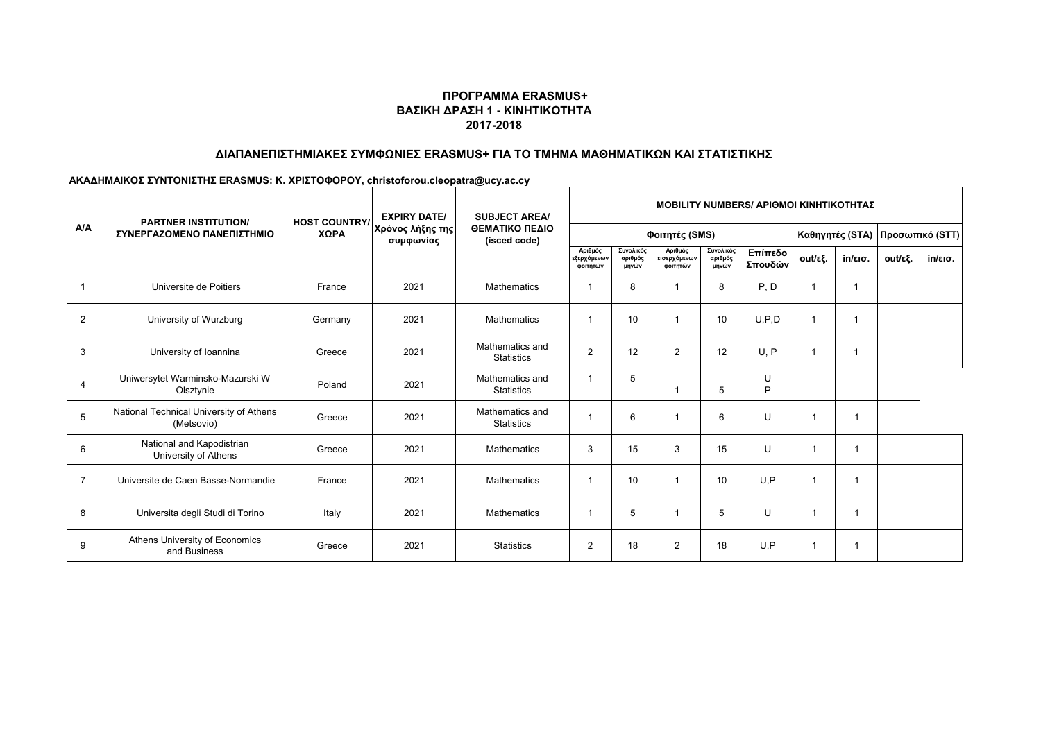**ΠΡΟΓΡΑΜΜΑ ERASMUS+**
**ΒΑΣΙΚΗ ΔΡΑΣΗ 1 - ΚΙΝΗΤΙΚΟΤΗΤΑ**
**2017-2018**

## ΔΙΑΠΑΝΕΠΙΣΤΗΜΙΑΚΕΣ ΣΥΜΦΩΝΙΕΣ ERASMUS+ ΓΙΑ ΤΟ ΤΜΗΜΑ ΜΑΘΗΜΑΤΙΚΩΝ ΚΑΙ ΣΤΑΤΙΣΤΙΚΗΣ

**ΑΚΑΔΗΜΑΙΚΟΣ ΣΥΝΤΟΝΙΣΤΗΣ ERASMUS: Κ. ΧΡΙΣΤΟΦΟΡΟΥ, christoforou.cleopatra@ucy.ac.cy**

| A/A | PARTNER INSTITUTION/ ΣΥΝΕΡΓΑΖΟΜΕΝΟ ΠΑΝΕΠΙΣΤΗΜΙΟ | HOST COUNTRY/ ΧΩΡΑ | EXPIRY DATE/ Χρόνος λήξης της συμφωνίας | SUBJECT AREA/ ΘΕΜΑΤΙΚΟ ΠΕΔΙΟ (isced code) | MOBILITY NUMBERS/ ΑΡΙΘΜΟΙ ΚΙΝΗΤΙΚΟΤΗΤΑΣ | | | | | | | | |
|---|---|---|---|---|---|---|---|---|---|---|---|---|---|
| | | | | | Φοιτητές (SMS) | | | | | Καθηγητές (STA) | | Προσωπικό (STT) | |
| | | | | | Αριθμός εξερχόμενων φοιτητών | Συνολικός αριθμός μηνών | Αριθμός εισερχόμενων φοιτητών | Συνολικός αριθμός μηνών | Επίπεδο Σπουδών | out/εξ. | in/εισ. | out/εξ. | in/εισ. |
| 1 | Universite de Poitiers | France | 2021 | Mathematics | 1 | 8 | 1 | 8 | P, D | 1 | 1 | | |
| 2 | University of Wurzburg | Germany | 2021 | Mathematics | 1 | 10 | 1 | 10 | U,P,D | 1 | 1 | | |
| 3 | University of Ioannina | Greece | 2021 | Mathematics and Statistics | 2 | 12 | 2 | 12 | U, P | 1 | 1 | | |
| 4 | Uniwersytet Warminsko-Mazurski W Olsztynie | Poland | 2021 | Mathematics and Statistics | 1 | 5 | 1 | 5 | U P | | | | |
| 5 | National Technical University of Athens (Metsovio) | Greece | 2021 | Mathematics and Statistics | 1 | 6 | 1 | 6 | U | 1 | 1 | | |
| 6 | National and Kapodistrian University of Athens | Greece | 2021 | Mathematics | 3 | 15 | 3 | 15 | U | 1 | 1 | | |
| 7 | Universite de Caen Basse-Normandie | France | 2021 | Mathematics | 1 | 10 | 1 | 10 | U,P | 1 | 1 | | |
| 8 | Universita degli Studi di Torino | Italy | 2021 | Mathematics | 1 | 5 | 1 | 5 | U | 1 | 1 | | |
| 9 | Athens University of Economics and Business | Greece | 2021 | Statistics | 2 | 18 | 2 | 18 | U,P | 1 | 1 | | |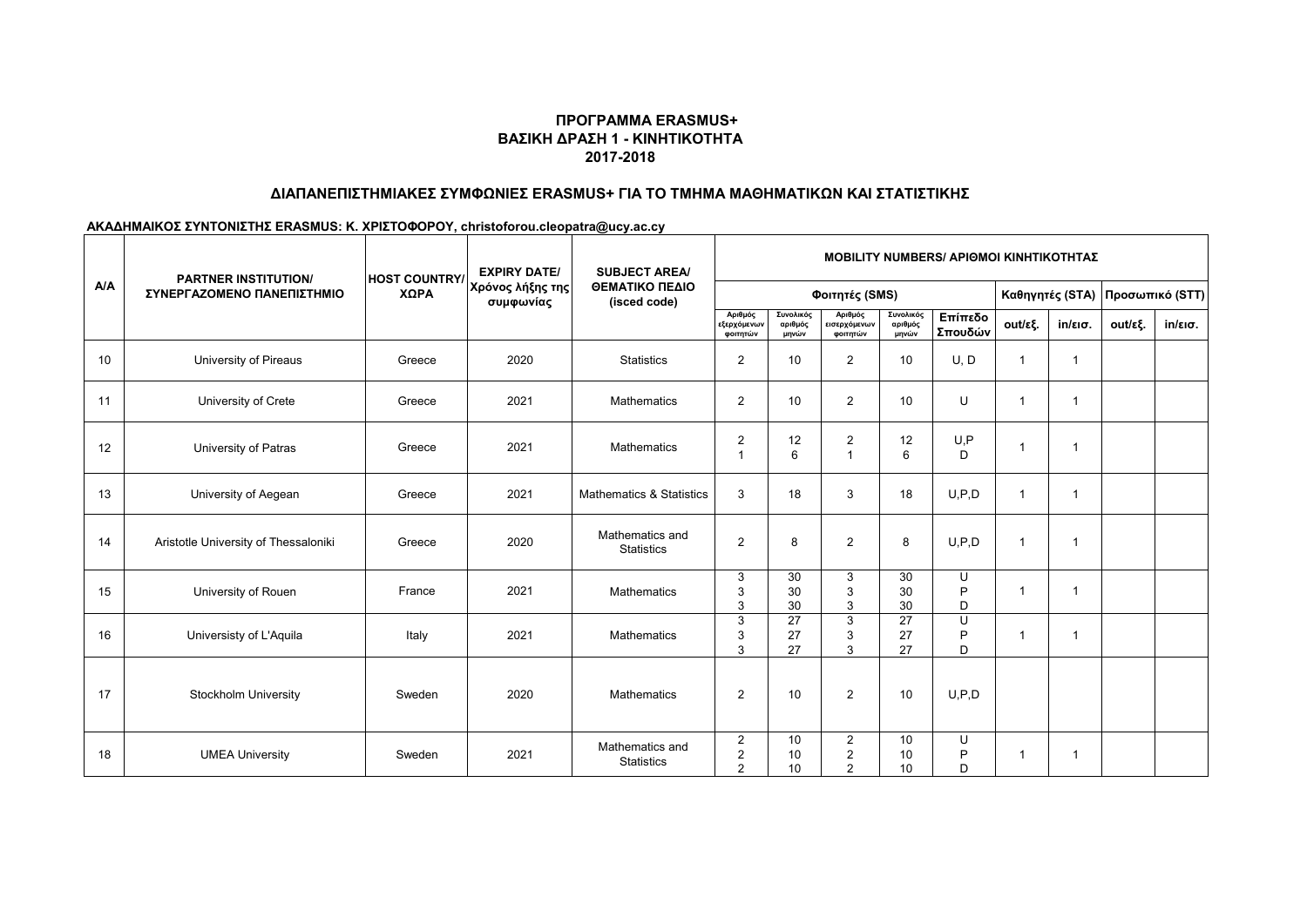## ΠΡΟΓΡΑΜΜΑ ERASMUS+
## ΒΑΣΙΚΗ ΔΡΑΣΗ 1 - ΚΙΝΗΤΙΚΟΤΗΤΑ
## 2017-2018

### ΔΙΑΠΑΝΕΠΙΣΤΗΜΙΑΚΕΣ ΣΥΜΦΩΝΙΕΣ ERASMUS+ ΓΙΑ ΤΟ ΤΜΗΜΑ ΜΑΘΗΜΑΤΙΚΩΝ ΚΑΙ ΣΤΑΤΙΣΤΙΚΗΣ

**ΑΚΑΔΗΜΑΙΚΟΣ ΣΥΝΤΟΝΙΣΤΗΣ ERASMUS: Κ. ΧΡΙΣΤΟΦΟΡΟΥ, christoforou.cleopatra@ucy.ac.cy**

| A/A | PARTNER INSTITUTION/ ΣΥΝΕΡΓΑΖΟΜΕΝΟ ΠΑΝΕΠΙΣΤΗΜΙΟ | HOST COUNTRY/ ΧΩΡΑ | EXPIRY DATE/ Χρόνος λήξης της συμφωνίας | SUBJECT AREA/ ΘΕΜΑΤΙΚΟ ΠΕΔΙΟ (isced code) | MOBILITY NUMBERS/ ΑΡΙΘΜΟΙ ΚΙΝΗΤΙΚΟΤΗΤΑΣ | | | | | | | | |
|---|---|---|---|---|---|---|---|---|---|---|---|---|---|
| | | | | | Φοιτητές (SMS) | | | | | Καθηγητές (STA) | | Προσωπικό (STT) | |
| | | | | | Αριθμός εξερχόμενων φοιτητών | Συνολικός αριθμός μηνών | Αριθμός εισερχόμενων φοιτητών | Συνολικός αριθμός μηνών | Επίπεδο Σπουδών | out/εξ. | in/εισ. | out/εξ. | in/εισ. |
| 10 | University of Pireaus | Greece | 2020 | Statistics | 2 | 10 | 2 | 10 | U, D | 1 | 1 | | |
| 11 | University of Crete | Greece | 2021 | Mathematics | 2 | 10 | 2 | 10 | U | 1 | 1 | | |
| 12 | University of Patras | Greece | 2021 | Mathematics | 2<br>1 | 12<br>6 | 2<br>1 | 12<br>6 | U,P<br>D | 1 | 1 | | |
| 13 | University of Aegean | Greece | 2021 | Mathematics & Statistics | 3 | 18 | 3 | 18 | U,P,D | 1 | 1 | | |
| 14 | Aristotle University of Thessaloniki | Greece | 2020 | Mathematics and Statistics | 2 | 8 | 2 | 8 | U,P,D | 1 | 1 | | |
| 15 | University of Rouen | France | 2021 | Mathematics | 3<br>3<br>3 | 30<br>30<br>30 | 3<br>3<br>3 | 30<br>30<br>30 | U<br>P<br>D | 1 | 1 | | |
| 16 | Universisty of L'Aquila | Italy | 2021 | Mathematics | 3<br>3<br>3 | 27<br>27<br>27 | 3<br>3<br>3 | 27<br>27<br>27 | U<br>P<br>D | 1 | 1 | | |
| 17 | Stockholm University | Sweden | 2020 | Mathematics | 2 | 10 | 2 | 10 | U,P,D | | | | |
| 18 | UMEA University | Sweden | 2021 | Mathematics and Statistics | 2<br>2<br>2 | 10<br>10<br>10 | 2<br>2<br>2 | 10<br>10<br>10 | U<br>P<br>D | 1 | 1 | | |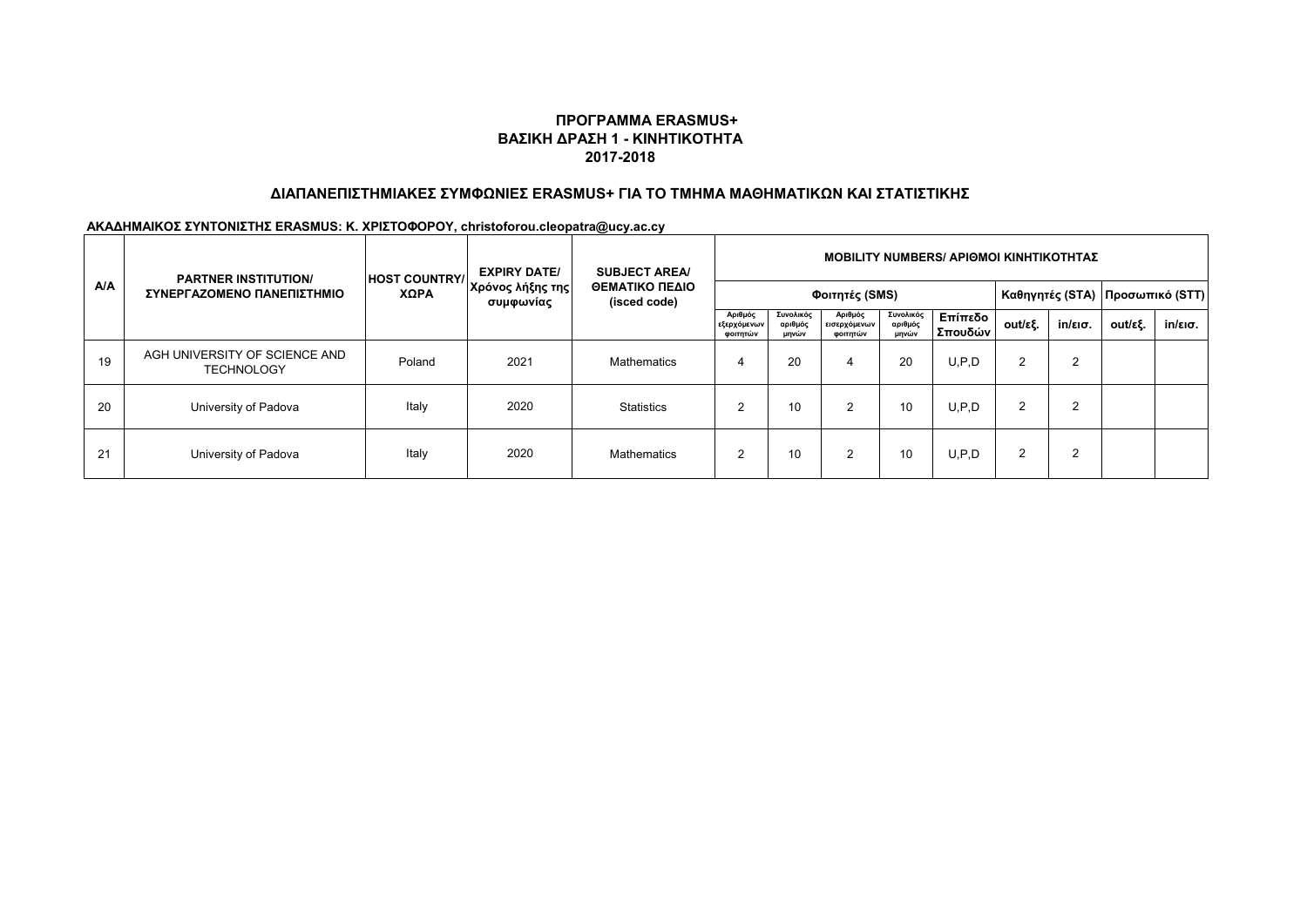**ΠΡΟΓΡΑΜΜΑ ERASMUS+**
**ΒΑΣΙΚΗ ΔΡΑΣΗ 1 - ΚΙΝΗΤΙΚΟΤΗΤΑ**
**2017-2018**

**ΔΙΑΠΑΝΕΠΙΣΤΗΜΙΑΚΕΣ ΣΥΜΦΩΝΙΕΣ ERASMUS+ ΓΙΑ ΤΟ ΤΜΗΜΑ ΜΑΘΗΜΑΤΙΚΩΝ ΚΑΙ ΣΤΑΤΙΣΤΙΚΗΣ**

**ΑΚΑΔΗΜΑΙΚΟΣ ΣΥΝΤΟΝΙΣΤΗΣ ERASMUS: Κ. ΧΡΙΣΤΟΦΟΡΟΥ, christoforou.cleopatra@ucy.ac.cy**

| A/A | PARTNER INSTITUTION/ ΣΥΝΕΡΓΑΖΟΜΕΝΟ ΠΑΝΕΠΙΣΤΗΜΙΟ | HOST COUNTRY/ ΧΩΡΑ | EXPIRY DATE/ Χρόνος λήξης της συμφωνίας | SUBJECT AREA/ ΘΕΜΑΤΙΚΟ ΠΕΔΙΟ (isced code) | MOBILITY NUMBERS/ ΑΡΙΘΜΟΙ ΚΙΝΗΤΙΚΟΤΗΤΑΣ | | | | | | | | |
|---|---|---|---|---|---|---|---|---|---|---|---|---|---|
| | | | | | Φοιτητές (SMS) | | | | | Καθηγητές (STA) | | Προσωπικό (STT) | |
| | | | | | Αριθμός εξερχόμενων φοιτητών | Συνολικός αριθμός μηνών | Αριθμός εισερχόμενων φοιτητών | Συνολικός αριθμός μηνών | Επίπεδο Σπουδών | out/εξ. | in/εισ. | out/εξ. | in/εισ. |
| 19 | AGH UNIVERSITY OF SCIENCE AND TECHNOLOGY | Poland | 2021 | Mathematics | 4 | 20 | 4 | 20 | U,P,D | 2 | 2 | | |
| 20 | University of Padova | Italy | 2020 | Statistics | 2 | 10 | 2 | 10 | U,P,D | 2 | 2 | | |
| 21 | University of Padova | Italy | 2020 | Mathematics | 2 | 10 | 2 | 10 | U,P,D | 2 | 2 | | |